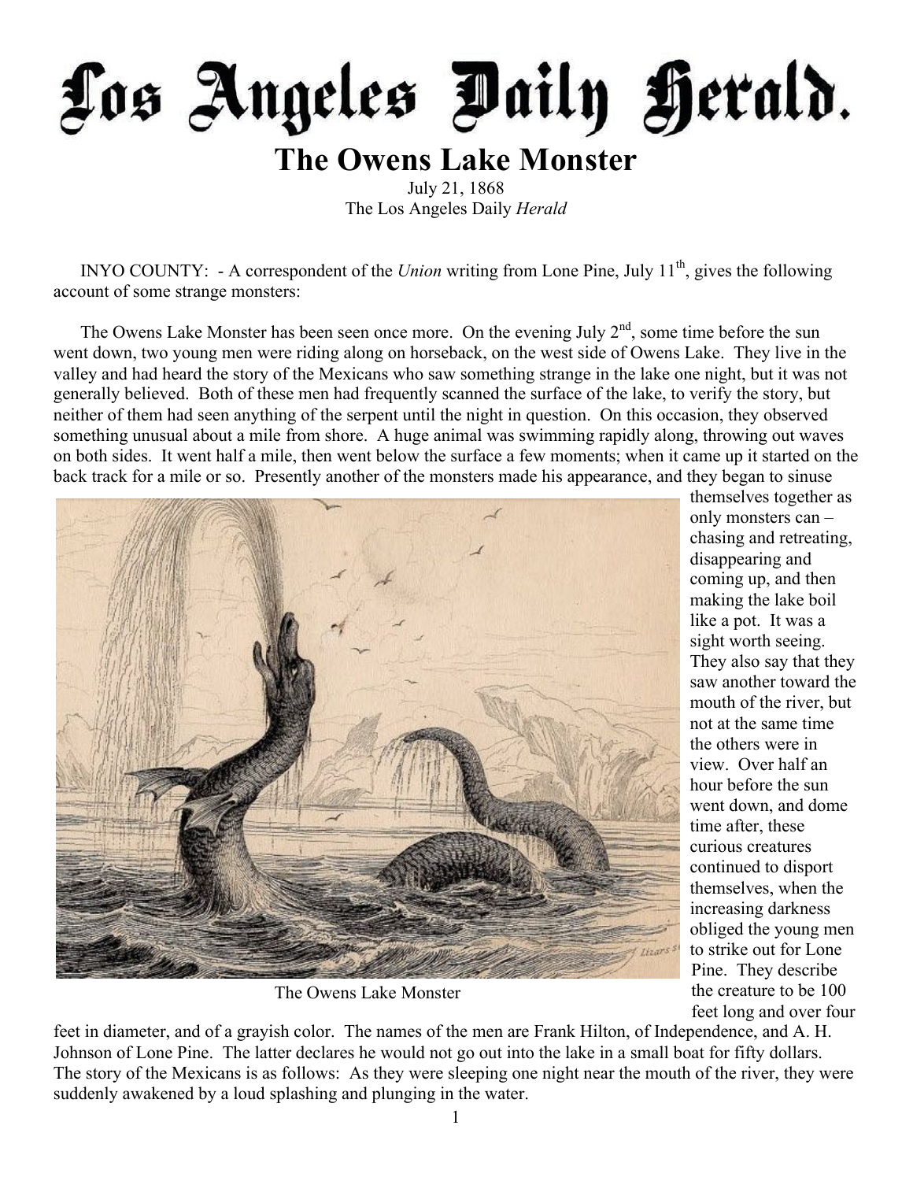# Los Angeles Daily Herald.

## The Owens Lake Monster

July 21, 1868
The Los Angeles Daily *Herald*

INYO COUNTY: - A correspondent of the *Union* writing from Lone Pine, July 11th, gives the following account of some strange monsters:

The Owens Lake Monster has been seen once more. On the evening July 2nd, some time before the sun went down, two young men were riding along on horseback, on the west side of Owens Lake. They live in the valley and had heard the story of the Mexicans who saw something strange in the lake one night, but it was not generally believed. Both of these men had frequently scanned the surface of the lake, to verify the story, but neither of them had seen anything of the serpent until the night in question. On this occasion, they observed something unusual about a mile from shore. A huge animal was swimming rapidly along, throwing out waves on both sides. It went half a mile, then went below the surface a few moments; when it came up it started on the back track for a mile or so. Presently another of the monsters made his appearance, and they began to sinuse themselves together as only monsters can – chasing and retreating, disappearing and coming up, and then making the lake boil like a pot. It was a sight worth seeing. They also say that they saw another toward the mouth of the river, but not at the same time the others were in view. Over half an hour before the sun went down, and dome time after, these curious creatures continued to disport themselves, when the increasing darkness obliged the young men to strike out for Lone Pine. They describe the creature to be 100 feet long and over four feet in diameter, and of a grayish color. The names of the men are Frank Hilton, of Independence, and A. H. Johnson of Lone Pine. The latter declares he would not go out into the lake in a small boat for fifty dollars. The story of the Mexicans is as follows: As they were sleeping one night near the mouth of the river, they were suddenly awakened by a loud splashing and plunging in the water.

The Owens Lake Monster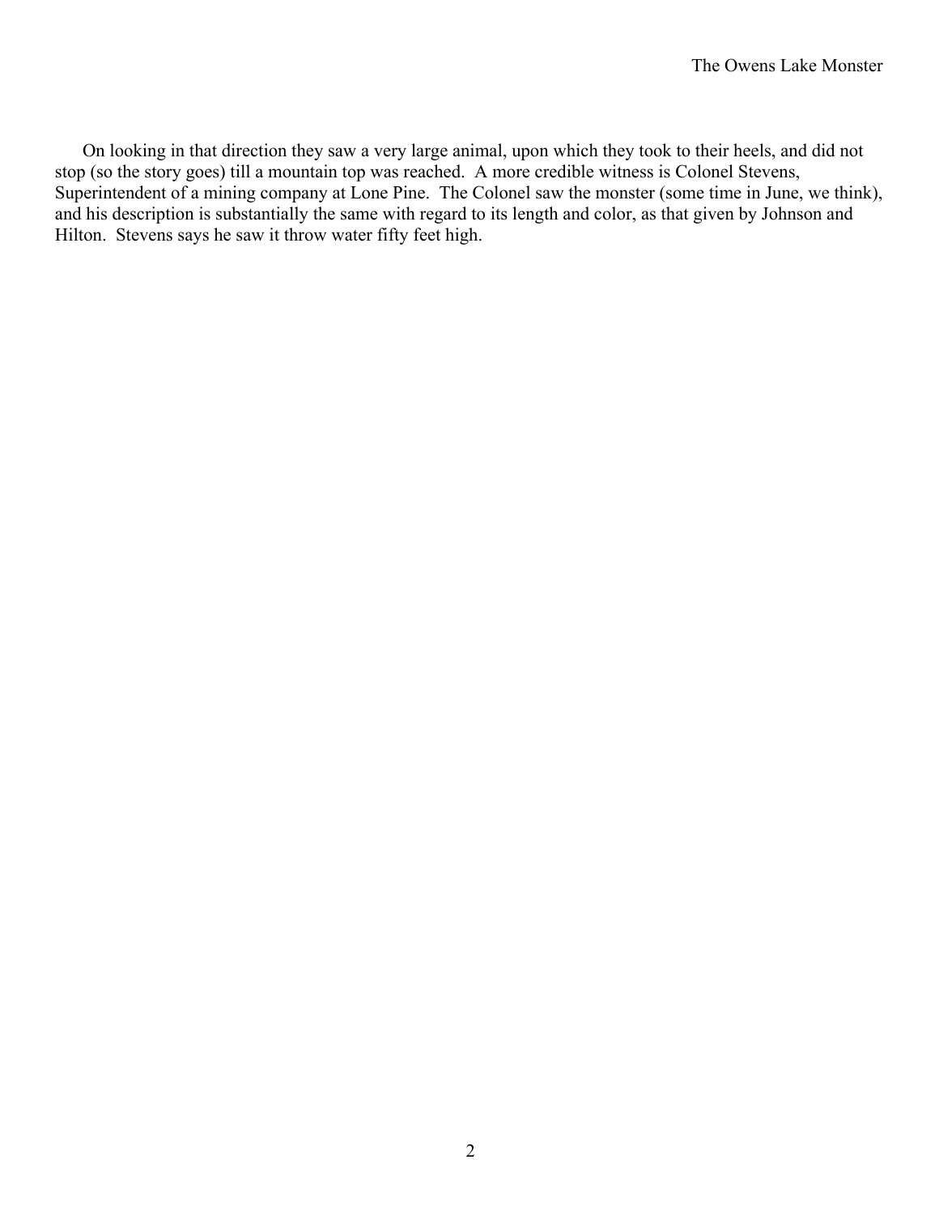On looking in that direction they saw a very large animal, upon which they took to their heels, and did not stop (so the story goes) till a mountain top was reached. A more credible witness is Colonel Stevens, Superintendent of a mining company at Lone Pine. The Colonel saw the monster (some time in June, we think), and his description is substantially the same with regard to its length and color, as that given by Johnson and Hilton. Stevens says he saw it throw water fifty feet high.